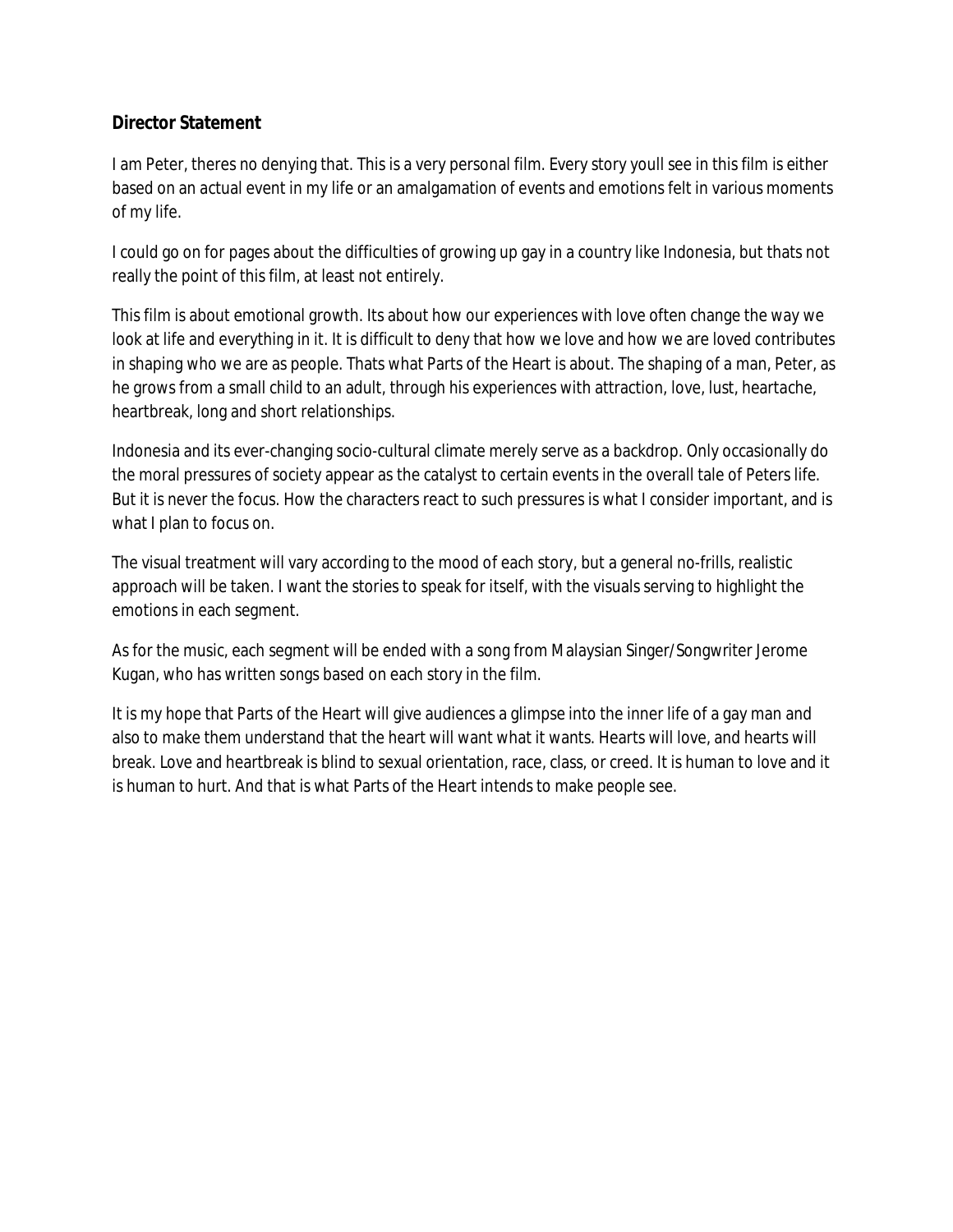**Director Statement**

I am Peter, theres no denying that. This is a very personal film. Every story youll see in this film is either based on an actual event in my life or an amalgamation of events and emotions felt in various moments of my life.

I could go on for pages about the difficulties of growing up gay in a country like Indonesia, but thats not really the point of this film, at least not entirely.

This film is about emotional growth. Its about how our experiences with love often change the way we look at life and everything in it. It is difficult to deny that how we love and how we are loved contributes in shaping who we are as people. Thats what Parts of the Heart is about. The shaping of a man, Peter, as he grows from a small child to an adult, through his experiences with attraction, love, lust, heartache, heartbreak, long and short relationships.

Indonesia and its ever-changing socio-cultural climate merely serve as a backdrop. Only occasionally do the moral pressures of society appear as the catalyst to certain events in the overall tale of Peters life. But it is never the focus. How the characters react to such pressures is what I consider important, and is what I plan to focus on.

The visual treatment will vary according to the mood of each story, but a general no-frills, realistic approach will be taken. I want the stories to speak for itself, with the visuals serving to highlight the emotions in each segment.

As for the music, each segment will be ended with a song from Malaysian Singer/Songwriter Jerome Kugan, who has written songs based on each story in the film.

It is my hope that Parts of the Heart will give audiences a glimpse into the inner life of a gay man and also to make them understand that the heart will want what it wants. Hearts will love, and hearts will break. Love and heartbreak is blind to sexual orientation, race, class, or creed. It is human to love and it is human to hurt. And that is what Parts of the Heart intends to make people see.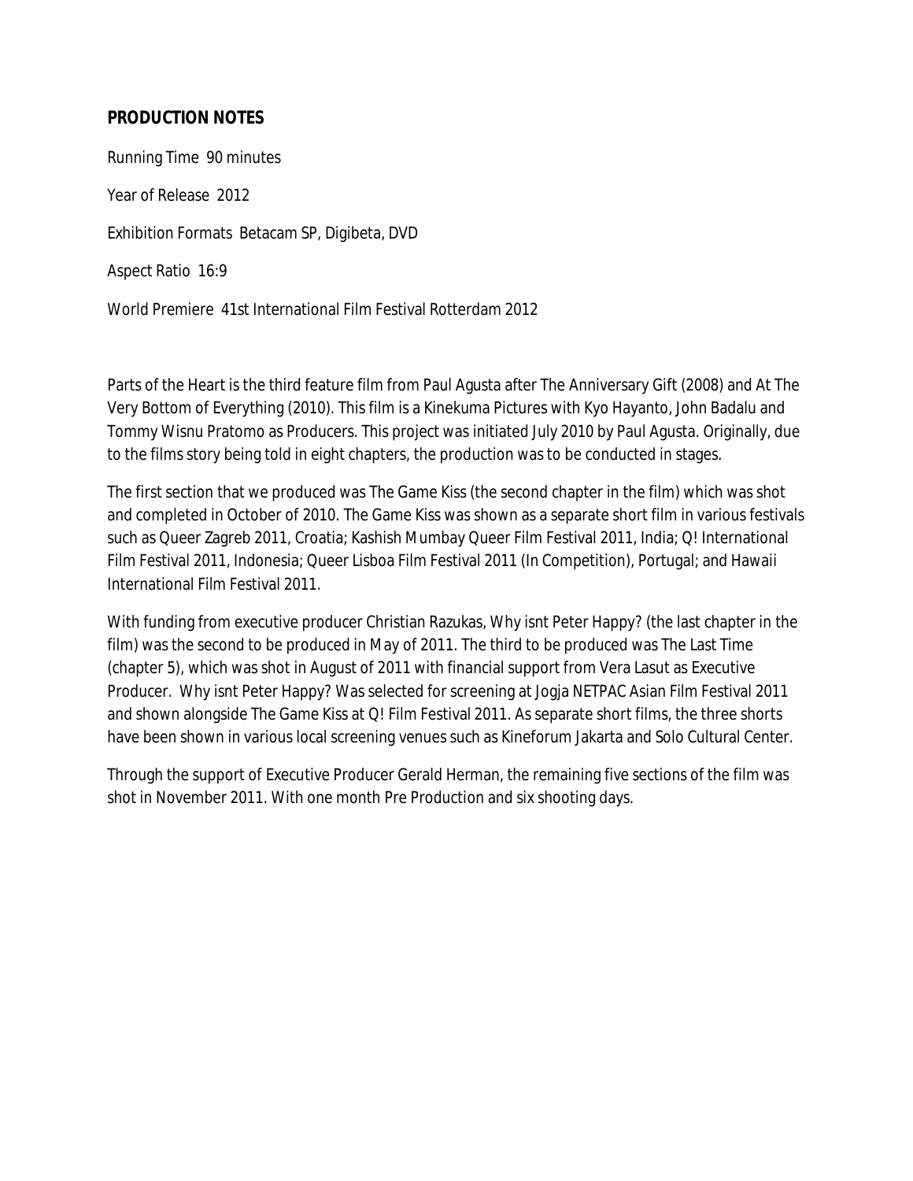## PRODUCTION NOTES

Running Time 90 minutes

Year of Release 2012

Exhibition Formats Betacam SP, Digibeta, DVD

Aspect Ratio 16:9

World Premiere 41st International Film Festival Rotterdam 2012

Parts of the Heart is the third feature film from Paul Agusta after The Anniversary Gift (2008) and At The Very Bottom of Everything (2010). This film is a Kinekuma Pictures with Kyo Hayanto, John Badalu and Tommy Wisnu Pratomo as Producers. This project was initiated July 2010 by Paul Agusta. Originally, due to the films story being told in eight chapters, the production was to be conducted in stages.

The first section that we produced was The Game Kiss (the second chapter in the film) which was shot and completed in October of 2010. The Game Kiss was shown as a separate short film in various festivals such as Queer Zagreb 2011, Croatia; Kashish Mumbay Queer Film Festival 2011, India; Q! International Film Festival 2011, Indonesia; Queer Lisboa Film Festival 2011 (In Competition), Portugal; and Hawaii International Film Festival 2011.

With funding from executive producer Christian Razukas, Why isnt Peter Happy? (the last chapter in the film) was the second to be produced in May of 2011. The third to be produced was The Last Time (chapter 5), which was shot in August of 2011 with financial support from Vera Lasut as Executive Producer. Why isnt Peter Happy? Was selected for screening at Jogja NETPAC Asian Film Festival 2011 and shown alongside The Game Kiss at Q! Film Festival 2011. As separate short films, the three shorts have been shown in various local screening venues such as Kineforum Jakarta and Solo Cultural Center.

Through the support of Executive Producer Gerald Herman, the remaining five sections of the film was shot in November 2011. With one month Pre Production and six shooting days.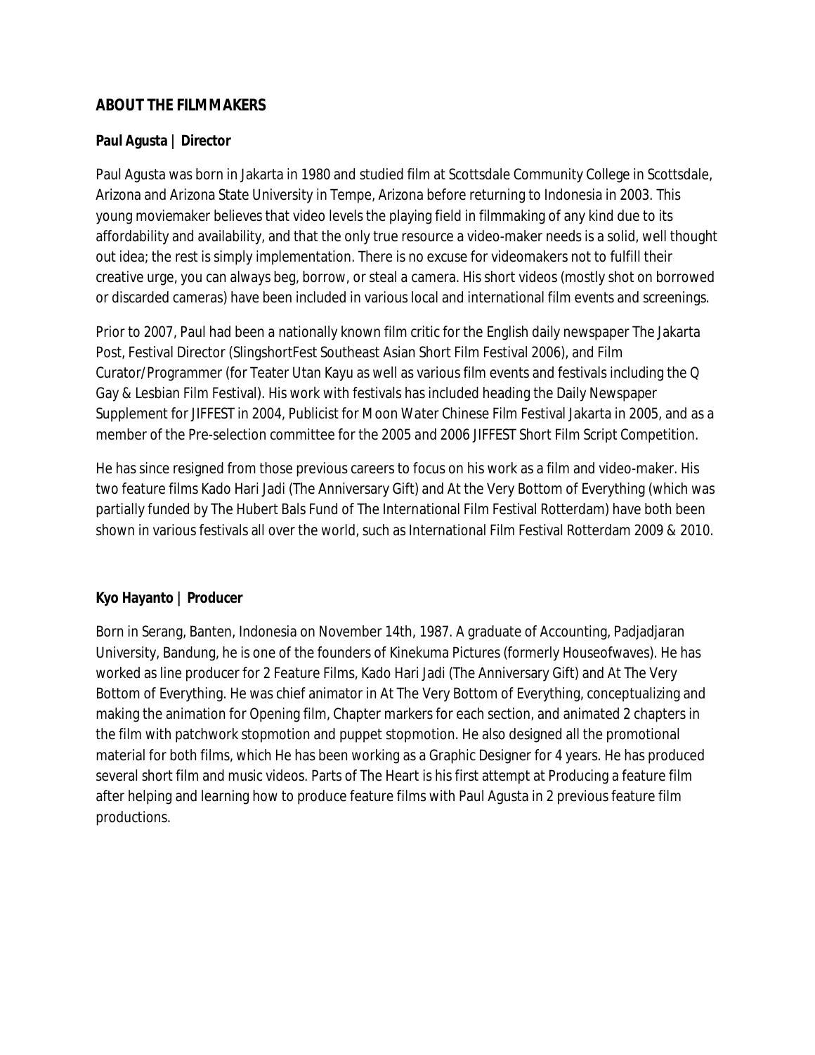## ABOUT THE FILMMAKERS

### Paul Agusta | Director

Paul Agusta was born in Jakarta in 1980 and studied film at Scottsdale Community College in Scottsdale, Arizona and Arizona State University in Tempe, Arizona before returning to Indonesia in 2003. This young moviemaker believes that video levels the playing field in filmmaking of any kind due to its affordability and availability, and that the only true resource a video-maker needs is a solid, well thought out idea; the rest is simply implementation. There is no excuse for videomakers not to fulfill their creative urge, you can always beg, borrow, or steal a camera. His short videos (mostly shot on borrowed or discarded cameras) have been included in various local and international film events and screenings.

Prior to 2007, Paul had been a nationally known film critic for the English daily newspaper The Jakarta Post, Festival Director (SlingshortFest Southeast Asian Short Film Festival 2006), and Film Curator/Programmer (for Teater Utan Kayu as well as various film events and festivals including the Q Gay & Lesbian Film Festival). His work with festivals has included heading the Daily Newspaper Supplement for JIFFEST in 2004, Publicist for Moon Water Chinese Film Festival Jakarta in 2005, and as a member of the Pre-selection committee for the 2005 and 2006 JIFFEST Short Film Script Competition.

He has since resigned from those previous careers to focus on his work as a film and video-maker. His two feature films Kado Hari Jadi (The Anniversary Gift) and At the Very Bottom of Everything (which was partially funded by The Hubert Bals Fund of The International Film Festival Rotterdam) have both been shown in various festivals all over the world, such as International Film Festival Rotterdam 2009 & 2010.

### Kyo Hayanto | Producer

Born in Serang, Banten, Indonesia on November 14th, 1987. A graduate of Accounting, Padjadjaran University, Bandung, he is one of the founders of Kinekuma Pictures (formerly Houseofwaves). He has worked as line producer for 2 Feature Films, Kado Hari Jadi (The Anniversary Gift) and At The Very Bottom of Everything. He was chief animator in At The Very Bottom of Everything, conceptualizing and making the animation for Opening film, Chapter markers for each section, and animated 2 chapters in the film with patchwork stopmotion and puppet stopmotion. He also designed all the promotional material for both films, which He has been working as a Graphic Designer for 4 years. He has produced several short film and music videos. Parts of The Heart is his first attempt at Producing a feature film after helping and learning how to produce feature films with Paul Agusta in 2 previous feature film productions.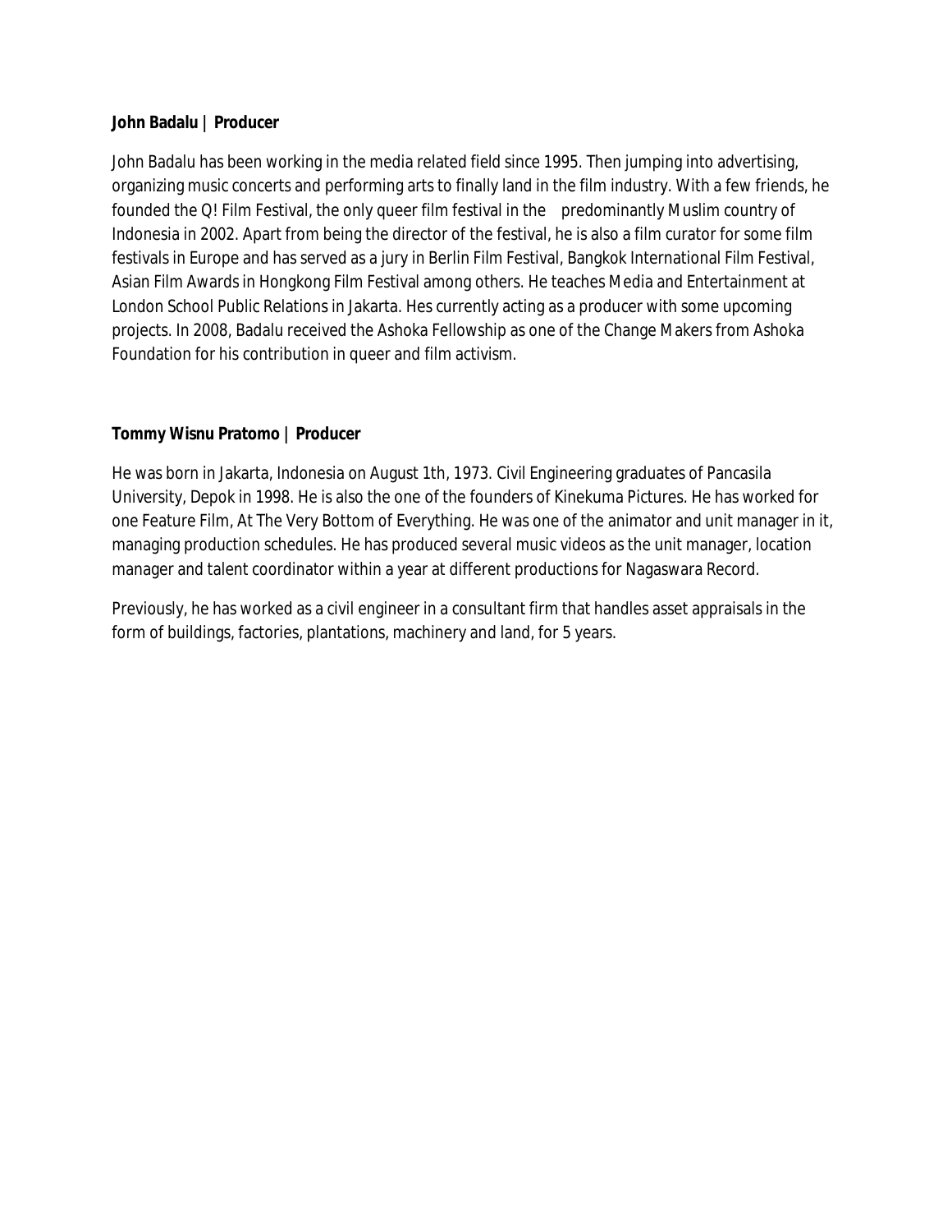**John Badalu | Producer**

John Badalu has been working in the media related field since 1995. Then jumping into advertising, organizing music concerts and performing arts to finally land in the film industry. With a few friends, he founded the Q! Film Festival, the only queer film festival in the predominantly Muslim country of Indonesia in 2002. Apart from being the director of the festival, he is also a film curator for some film festivals in Europe and has served as a jury in Berlin Film Festival, Bangkok International Film Festival, Asian Film Awards in Hongkong Film Festival among others. He teaches Media and Entertainment at London School Public Relations in Jakarta. Hes currently acting as a producer with some upcoming projects. In 2008, Badalu received the Ashoka Fellowship as one of the Change Makers from Ashoka Foundation for his contribution in queer and film activism.

**Tommy Wisnu Pratomo | Producer**

He was born in Jakarta, Indonesia on August 1th, 1973. Civil Engineering graduates of Pancasila University, Depok in 1998. He is also the one of the founders of Kinekuma Pictures. He has worked for one Feature Film, At The Very Bottom of Everything. He was one of the animator and unit manager in it, managing production schedules. He has produced several music videos as the unit manager, location manager and talent coordinator within a year at different productions for Nagaswara Record.

Previously, he has worked as a civil engineer in a consultant firm that handles asset appraisals in the form of buildings, factories, plantations, machinery and land, for 5 years.